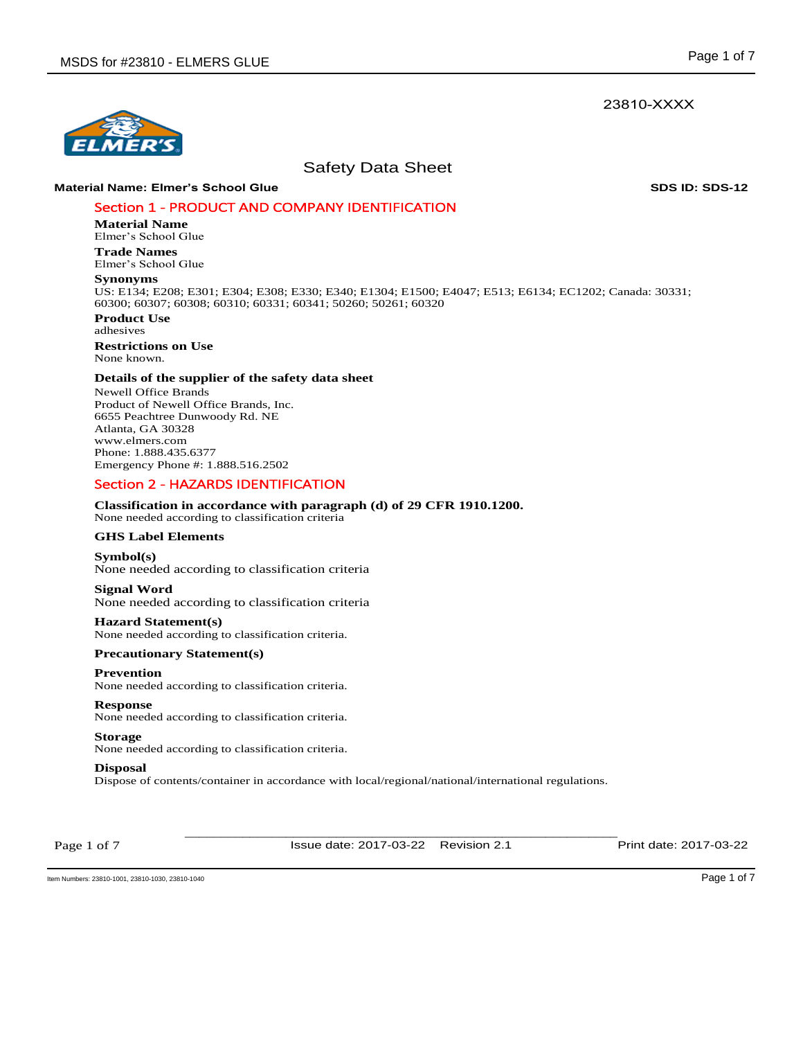23810-XXXX

# Safety Data Sheet

**Material Name: Elmer's School Glue** **SDS ID: SDS-12**

## Section 1 - PRODUCT AND COMPANY IDENTIFICATION

**Material Name**
Elmer's School Glue

**Trade Names**
Elmer's School Glue

**Synonyms**
US: E134; E208; E301; E304; E308; E330; E340; E1304; E1500; E4047; E513; E6134; EC1202; Canada: 30331; 60300; 60307; 60308; 60310; 60331; 60341; 50260; 50261; 60320

**Product Use**
adhesives

**Restrictions on Use**
None known.

**Details of the supplier of the safety data sheet**
Newell Office Brands
Product of Newell Office Brands, Inc.
6655 Peachtree Dunwoody Rd. NE
Atlanta, GA 30328
www.elmers.com
Phone: 1.888.435.6377
Emergency Phone #: 1.888.516.2502

## Section 2 - HAZARDS IDENTIFICATION

**Classification in accordance with paragraph (d) of 29 CFR 1910.1200.**
None needed according to classification criteria

**GHS Label Elements**

**Symbol(s)**
None needed according to classification criteria

**Signal Word**
None needed according to classification criteria

**Hazard Statement(s)**
None needed according to classification criteria.

**Precautionary Statement(s)**

**Prevention**
None needed according to classification criteria.

**Response**
None needed according to classification criteria.

**Storage**
None needed according to classification criteria.

**Disposal**
Dispose of contents/container in accordance with local/regional/national/international regulations.

Issue date: 2017-03-22 Revision 2.1 Print date: 2017-03-22

Item Numbers: 23810-1001, 23810-1030, 23810-1040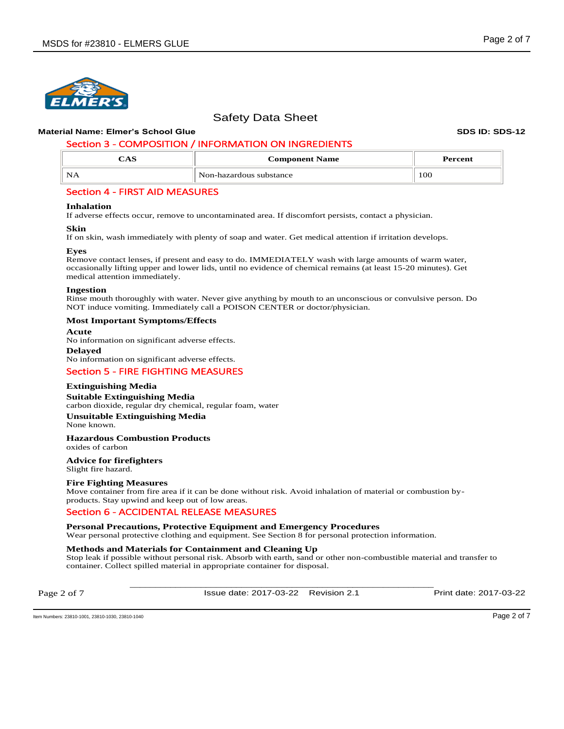# Safety Data Sheet

**Material Name: Elmer's School Glue** **SDS ID: SDS-12**

## Section 3 - COMPOSITION / INFORMATION ON INGREDIENTS

| CAS | Component Name | Percent |
|---|---|---|
| NA | Non-hazardous substance | 100 |

## Section 4 - FIRST AID MEASURES

**Inhalation**
If adverse effects occur, remove to uncontaminated area. If discomfort persists, contact a physician.

**Skin**
If on skin, wash immediately with plenty of soap and water. Get medical attention if irritation develops.

**Eyes**
Remove contact lenses, if present and easy to do. IMMEDIATELY wash with large amounts of warm water, occasionally lifting upper and lower lids, until no evidence of chemical remains (at least 15-20 minutes). Get medical attention immediately.

**Ingestion**
Rinse mouth thoroughly with water. Never give anything by mouth to an unconscious or convulsive person. Do NOT induce vomiting. Immediately call a POISON CENTER or doctor/physician.

**Most Important Symptoms/Effects**

**Acute**
No information on significant adverse effects.

**Delayed**
No information on significant adverse effects.

## Section 5 - FIRE FIGHTING MEASURES

**Extinguishing Media**

**Suitable Extinguishing Media**
carbon dioxide, regular dry chemical, regular foam, water

**Unsuitable Extinguishing Media**
None known.

**Hazardous Combustion Products**
oxides of carbon

**Advice for firefighters**
Slight fire hazard.

**Fire Fighting Measures**
Move container from fire area if it can be done without risk. Avoid inhalation of material or combustion by-products. Stay upwind and keep out of low areas.

## Section 6 - ACCIDENTAL RELEASE MEASURES

**Personal Precautions, Protective Equipment and Emergency Procedures**
Wear personal protective clothing and equipment. See Section 8 for personal protection information.

**Methods and Materials for Containment and Cleaning Up**
Stop leak if possible without personal risk. Absorb with earth, sand or other non-combustible material and transfer to container. Collect spilled material in appropriate container for disposal.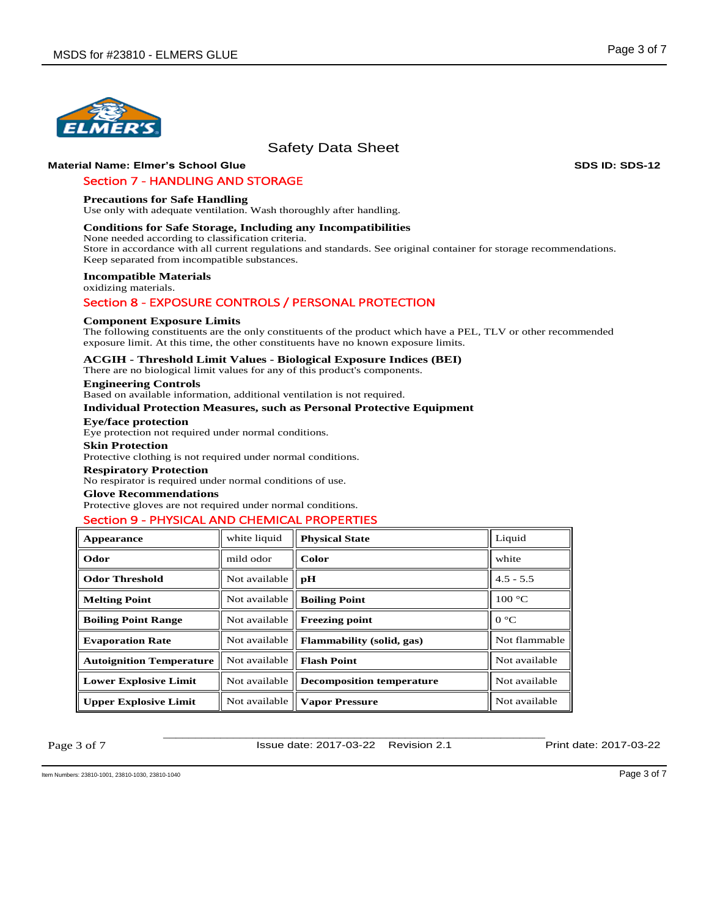Safety Data Sheet

**Material Name: Elmer's School Glue** **SDS ID: SDS-12**

## Section 7 - HANDLING AND STORAGE

### Precautions for Safe Handling

Use only with adequate ventilation. Wash thoroughly after handling.

### Conditions for Safe Storage, Including any Incompatibilities

None needed according to classification criteria.
Store in accordance with all current regulations and standards. See original container for storage recommendations.
Keep separated from incompatible substances.

### Incompatible Materials

oxidizing materials.

## Section 8 - EXPOSURE CONTROLS / PERSONAL PROTECTION

### Component Exposure Limits

The following constituents are the only constituents of the product which have a PEL, TLV or other recommended exposure limit. At this time, the other constituents have no known exposure limits.

### ACGIH - Threshold Limit Values - Biological Exposure Indices (BEI)

There are no biological limit values for any of this product's components.

### Engineering Controls

Based on available information, additional ventilation is not required.

### Individual Protection Measures, such as Personal Protective Equipment

#### Eye/face protection

Eye protection not required under normal conditions.

#### Skin Protection

Protective clothing is not required under normal conditions.

#### Respiratory Protection

No respirator is required under normal conditions of use.

#### Glove Recommendations

Protective gloves are not required under normal conditions.

## Section 9 - PHYSICAL AND CHEMICAL PROPERTIES

| Property | Value | Property | Value |
|---|---|---|---|
| **Appearance** | white liquid | **Physical State** | Liquid |
| **Odor** | mild odor | **Color** | white |
| **Odor Threshold** | Not available | **pH** | 4.5 - 5.5 |
| **Melting Point** | Not available | **Boiling Point** | 100 °C |
| **Boiling Point Range** | Not available | **Freezing point** | 0 °C |
| **Evaporation Rate** | Not available | **Flammability (solid, gas)** | Not flammable |
| **Autoignition Temperature** | Not available | **Flash Point** | Not available |
| **Lower Explosive Limit** | Not available | **Decomposition temperature** | Not available |
| **Upper Explosive Limit** | Not available | **Vapor Pressure** | Not available |

Issue date: 2017-03-22 Revision 2.1 Print date: 2017-03-22

Item Numbers: 23810-1001, 23810-1030, 23810-1040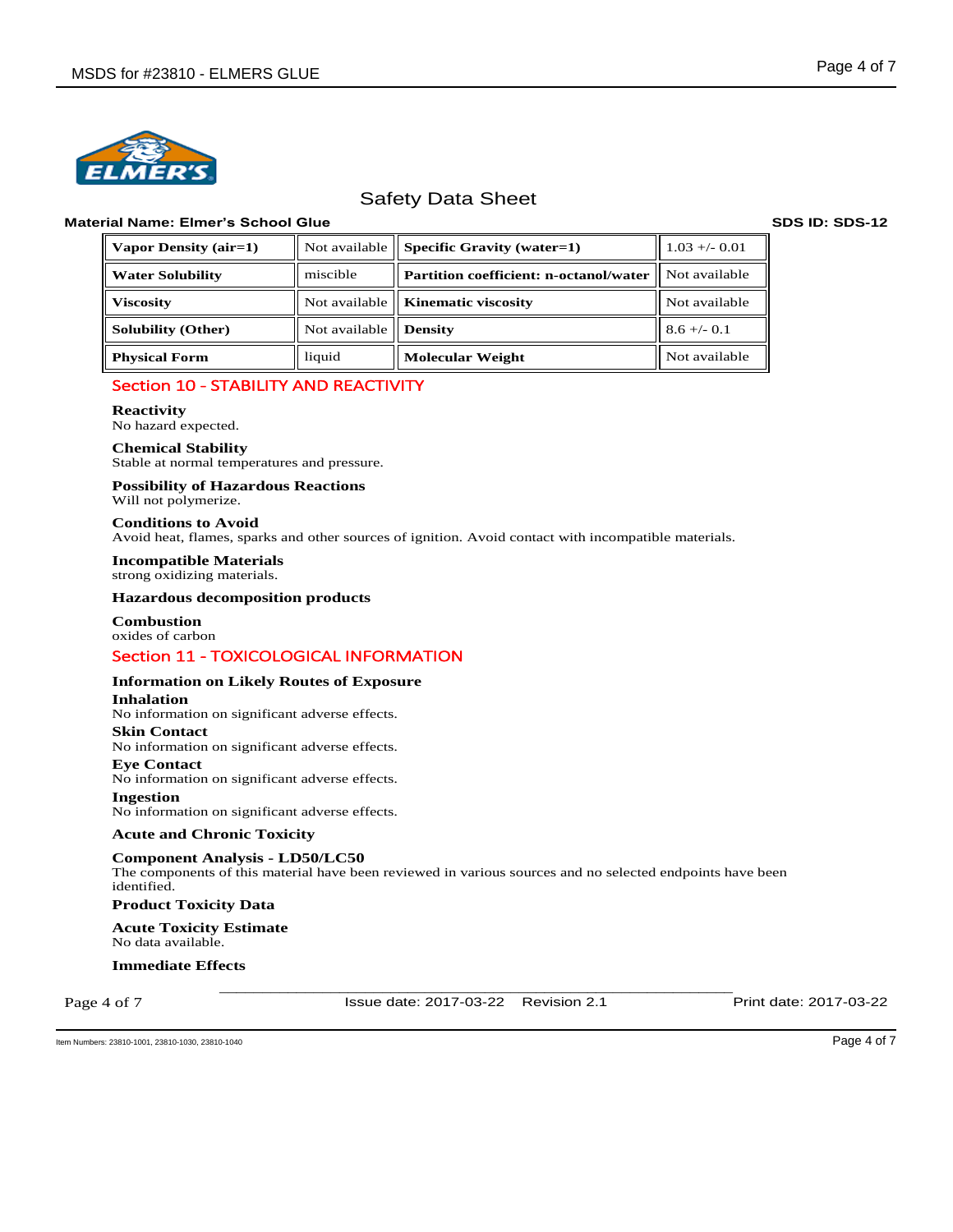Safety Data Sheet

**Material Name: Elmer's School Glue** **SDS ID: SDS-12**

| | | | |
|---|---|---|---|
| **Vapor Density (air=1)** | Not available | **Specific Gravity (water=1)** | 1.03 +/- 0.01 |
| **Water Solubility** | miscible | **Partition coefficient: n-octanol/water** | Not available |
| **Viscosity** | Not available | **Kinematic viscosity** | Not available |
| **Solubility (Other)** | Not available | **Density** | 8.6 +/- 0.1 |
| **Physical Form** | liquid | **Molecular Weight** | Not available |

## Section 10 - STABILITY AND REACTIVITY

**Reactivity**
No hazard expected.

**Chemical Stability**
Stable at normal temperatures and pressure.

**Possibility of Hazardous Reactions**
Will not polymerize.

**Conditions to Avoid**
Avoid heat, flames, sparks and other sources of ignition. Avoid contact with incompatible materials.

**Incompatible Materials**
strong oxidizing materials.

**Hazardous decomposition products**

**Combustion**
oxides of carbon

## Section 11 - TOXICOLOGICAL INFORMATION

**Information on Likely Routes of Exposure**

**Inhalation**
No information on significant adverse effects.

**Skin Contact**
No information on significant adverse effects.

**Eye Contact**
No information on significant adverse effects.

**Ingestion**
No information on significant adverse effects.

**Acute and Chronic Toxicity**

**Component Analysis - LD50/LC50**
The components of this material have been reviewed in various sources and no selected endpoints have been identified.

**Product Toxicity Data**

**Acute Toxicity Estimate**
No data available.

**Immediate Effects**

Issue date: 2017-03-22 Revision 2.1 Print date: 2017-03-22

Item Numbers: 23810-1001, 23810-1030, 23810-1040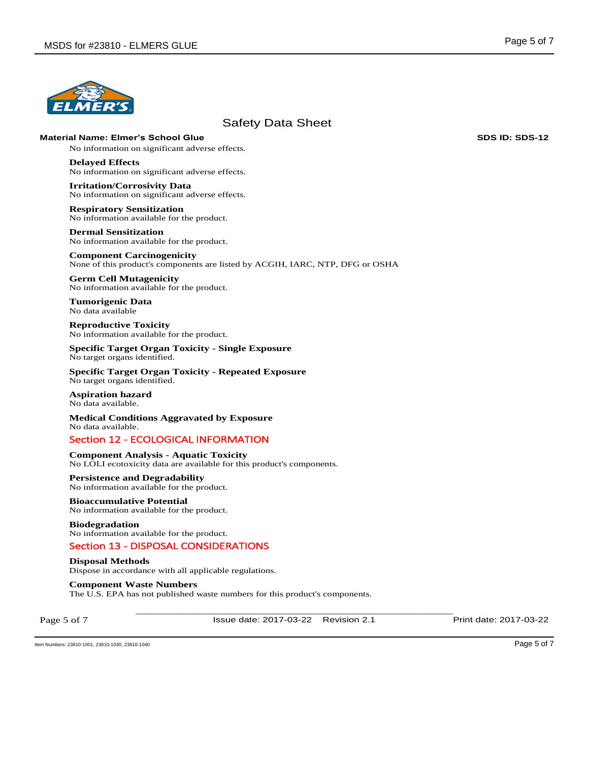Safety Data Sheet

**Material Name: Elmer's School Glue** **SDS ID: SDS-12**

No information on significant adverse effects.

**Delayed Effects**
No information on significant adverse effects.

**Irritation/Corrosivity Data**
No information on significant adverse effects.

**Respiratory Sensitization**
No information available for the product.

**Dermal Sensitization**
No information available for the product.

**Component Carcinogenicity**
None of this product's components are listed by ACGIH, IARC, NTP, DFG or OSHA

**Germ Cell Mutagenicity**
No information available for the product.

**Tumorigenic Data**
No data available

**Reproductive Toxicity**
No information available for the product.

**Specific Target Organ Toxicity - Single Exposure**
No target organs identified.

**Specific Target Organ Toxicity - Repeated Exposure**
No target organs identified.

**Aspiration hazard**
No data available.

**Medical Conditions Aggravated by Exposure**
No data available.

## Section 12 - ECOLOGICAL INFORMATION

**Component Analysis - Aquatic Toxicity**
No LOLI ecotoxicity data are available for this product's components.

**Persistence and Degradability**
No information available for the product.

**Bioaccumulative Potential**
No information available for the product.

**Biodegradation**
No information available for the product.

## Section 13 - DISPOSAL CONSIDERATIONS

**Disposal Methods**
Dispose in accordance with all applicable regulations.

**Component Waste Numbers**
The U.S. EPA has not published waste numbers for this product's components.

Issue date: 2017-03-22 Revision 2.1 Print date: 2017-03-22

Item Numbers: 23810-1001, 23810-1030, 23810-1040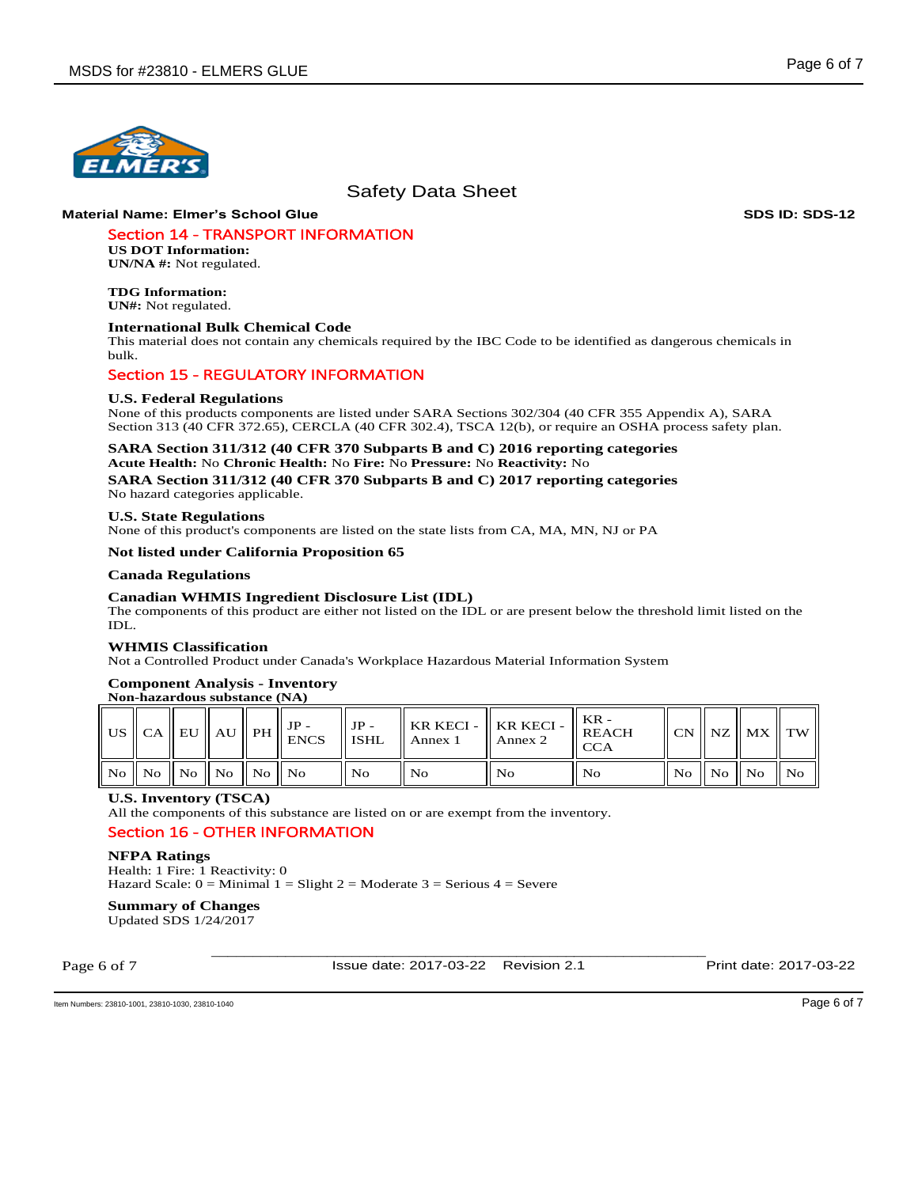# Safety Data Sheet

**Material Name: Elmer's School Glue** **SDS ID: SDS-12**

## Section 14 - TRANSPORT INFORMATION

**US DOT Information:**
**UN/NA #:** Not regulated.

**TDG Information:**
**UN#:** Not regulated.

**International Bulk Chemical Code**
This material does not contain any chemicals required by the IBC Code to be identified as dangerous chemicals in bulk.

## Section 15 - REGULATORY INFORMATION

**U.S. Federal Regulations**
None of this products components are listed under SARA Sections 302/304 (40 CFR 355 Appendix A), SARA Section 313 (40 CFR 372.65), CERCLA (40 CFR 302.4), TSCA 12(b), or require an OSHA process safety plan.

**SARA Section 311/312 (40 CFR 370 Subparts B and C) 2016 reporting categories**
**Acute Health:** No **Chronic Health:** No **Fire:** No **Pressure:** No **Reactivity:** No

**SARA Section 311/312 (40 CFR 370 Subparts B and C) 2017 reporting categories**
No hazard categories applicable.

**U.S. State Regulations**
None of this product's components are listed on the state lists from CA, MA, MN, NJ or PA

**Not listed under California Proposition 65**

**Canada Regulations**

**Canadian WHMIS Ingredient Disclosure List (IDL)**
The components of this product are either not listed on the IDL or are present below the threshold limit listed on the IDL.

**WHMIS Classification**
Not a Controlled Product under Canada's Workplace Hazardous Material Information System

**Component Analysis - Inventory**
**Non-hazardous substance (NA)**

| US | CA | EU | AU | PH | JP - ENCS | JP - ISHL | KR KECI - Annex 1 | KR KECI - Annex 2 | KR - REACH CCA | CN | NZ | MX | TW |
|---|---|---|---|---|---|---|---|---|---|---|---|---|---|
| No | No | No | No | No | No | No | No | No | No | No | No | No | No |

**U.S. Inventory (TSCA)**
All the components of this substance are listed on or are exempt from the inventory.

## Section 16 - OTHER INFORMATION

**NFPA Ratings**
Health: 1 Fire: 1 Reactivity: 0
Hazard Scale: 0 = Minimal 1 = Slight 2 = Moderate 3 = Serious 4 = Severe

**Summary of Changes**
Updated SDS 1/24/2017

Issue date: 2017-03-22 Revision 2.1 Print date: 2017-03-22

Item Numbers: 23810-1001, 23810-1030, 23810-1040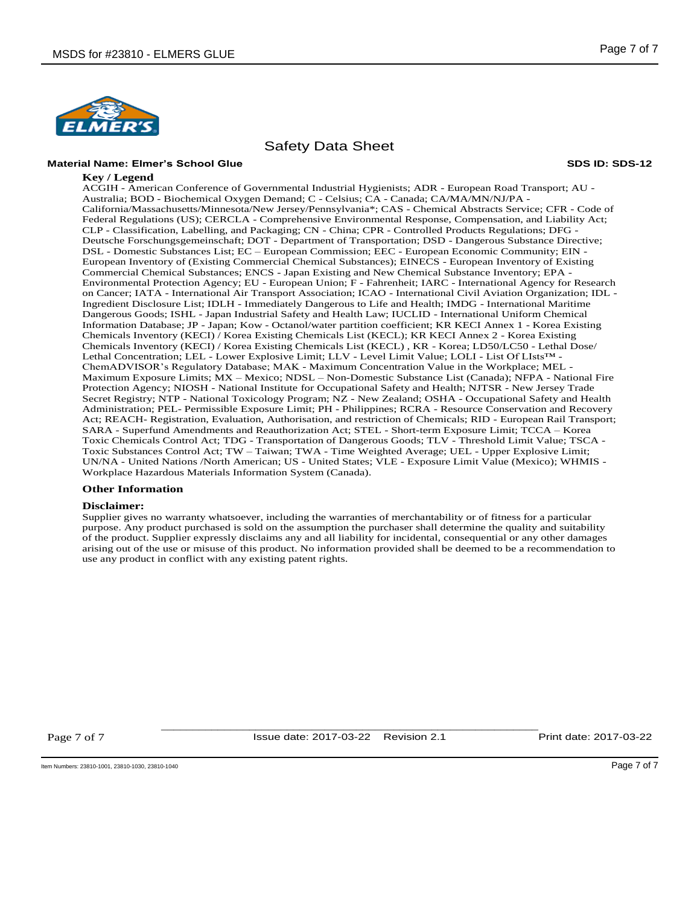# Safety Data Sheet

**Material Name: Elmer's School Glue** **SDS ID: SDS-12**

### Key / Legend

ACGIH - American Conference of Governmental Industrial Hygienists; ADR - European Road Transport; AU - Australia; BOD - Biochemical Oxygen Demand; C - Celsius; CA - Canada; CA/MA/MN/NJ/PA - California/Massachusetts/Minnesota/New Jersey/Pennsylvania*; CAS - Chemical Abstracts Service; CFR - Code of Federal Regulations (US); CERCLA - Comprehensive Environmental Response, Compensation, and Liability Act; CLP - Classification, Labelling, and Packaging; CN - China; CPR - Controlled Products Regulations; DFG - Deutsche Forschungsgemeinschaft; DOT - Department of Transportation; DSD - Dangerous Substance Directive; DSL - Domestic Substances List; EC – European Commission; EEC - European Economic Community; EIN - European Inventory of (Existing Commercial Chemical Substances); EINECS - European Inventory of Existing Commercial Chemical Substances; ENCS - Japan Existing and New Chemical Substance Inventory; EPA - Environmental Protection Agency; EU - European Union; F - Fahrenheit; IARC - International Agency for Research on Cancer; IATA - International Air Transport Association; ICAO - International Civil Aviation Organization; IDL - Ingredient Disclosure List; IDLH - Immediately Dangerous to Life and Health; IMDG - International Maritime Dangerous Goods; ISHL - Japan Industrial Safety and Health Law; IUCLID - International Uniform Chemical Information Database; JP - Japan; Kow - Octanol/water partition coefficient; KR KECI Annex 1 - Korea Existing Chemicals Inventory (KECI) / Korea Existing Chemicals List (KECL); KR KECI Annex 2 - Korea Existing Chemicals Inventory (KECI) / Korea Existing Chemicals List (KECL) , KR - Korea; LD50/LC50 - Lethal Dose/ Lethal Concentration; LEL - Lower Explosive Limit; LLV - Level Limit Value; LOLI - List Of LIsts™ - ChemADVISOR's Regulatory Database; MAK - Maximum Concentration Value in the Workplace; MEL - Maximum Exposure Limits; MX – Mexico; NDSL – Non-Domestic Substance List (Canada); NFPA - National Fire Protection Agency; NIOSH - National Institute for Occupational Safety and Health; NJTSR - New Jersey Trade Secret Registry; NTP - National Toxicology Program; NZ - New Zealand; OSHA - Occupational Safety and Health Administration; PEL- Permissible Exposure Limit; PH - Philippines; RCRA - Resource Conservation and Recovery Act; REACH- Registration, Evaluation, Authorisation, and restriction of Chemicals; RID - European Rail Transport; SARA - Superfund Amendments and Reauthorization Act; STEL - Short-term Exposure Limit; TCCA – Korea Toxic Chemicals Control Act; TDG - Transportation of Dangerous Goods; TLV - Threshold Limit Value; TSCA - Toxic Substances Control Act; TW – Taiwan; TWA - Time Weighted Average; UEL - Upper Explosive Limit; UN/NA - United Nations /North American; US - United States; VLE - Exposure Limit Value (Mexico); WHMIS - Workplace Hazardous Materials Information System (Canada).

### Other Information

**Disclaimer:**

Supplier gives no warranty whatsoever, including the warranties of merchantability or of fitness for a particular purpose. Any product purchased is sold on the assumption the purchaser shall determine the quality and suitability of the product. Supplier expressly disclaims any and all liability for incidental, consequential or any other damages arising out of the use or misuse of this product. No information provided shall be deemed to be a recommendation to use any product in conflict with any existing patent rights.